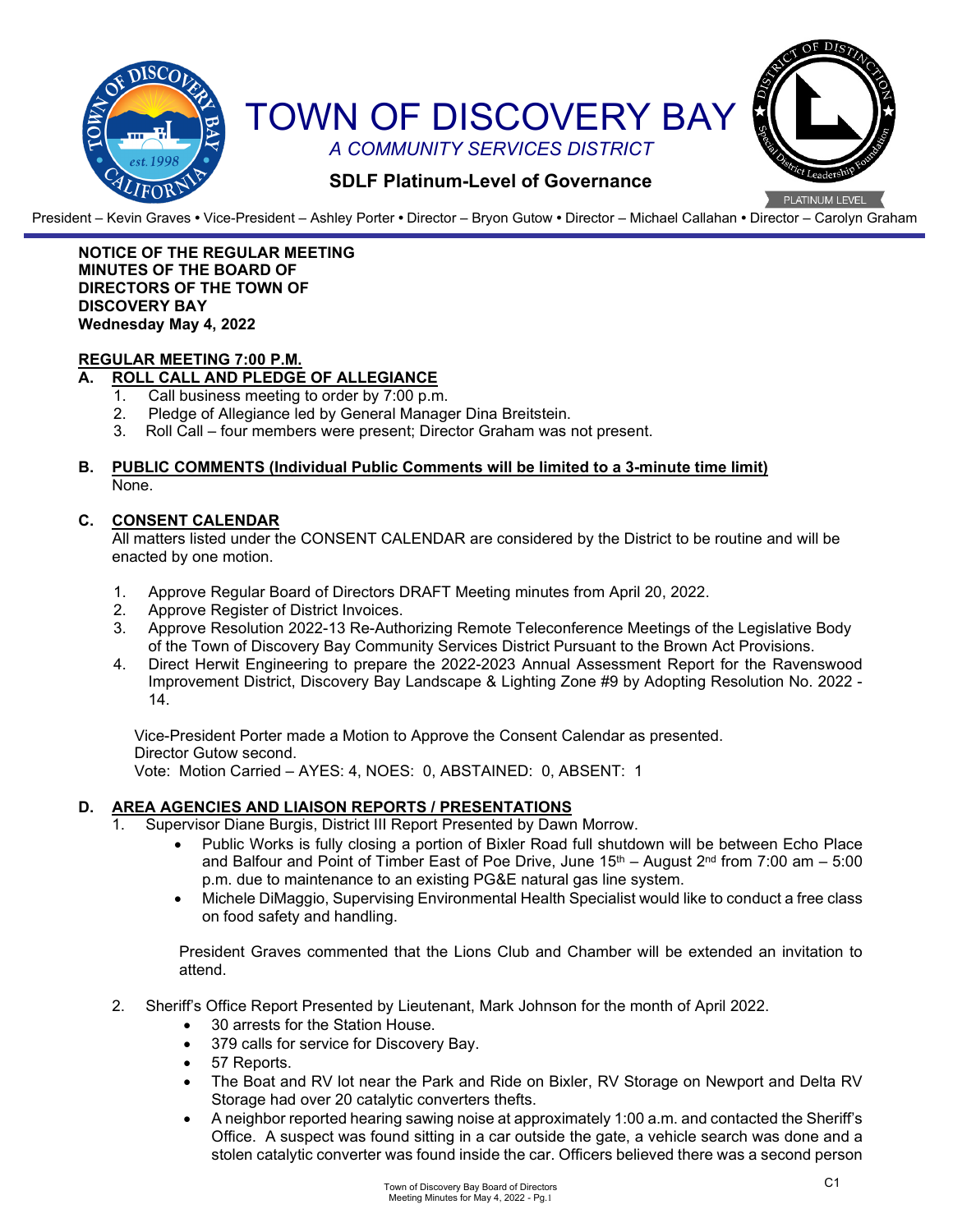# TOWN OF DISCOVERY BAY

*A COMMUNITY SERVICES DISTRICT*

**SDLF Platinum-Level of Governance**

President – Kevin Graves • Vice-President – Ashley Porter • Director – Bryon Gutow • Director – Michael Callahan • Director – Carolyn Graham

**NOTICE OF THE REGULAR MEETING MINUTES OF THE BOARD OF DIRECTORS OF THE TOWN OF DISCOVERY BAY**
**Wednesday May 4, 2022**

## REGULAR MEETING 7:00 P.M.

### A. ROLL CALL AND PLEDGE OF ALLEGIANCE

1. Call business meeting to order by 7:00 p.m.
2. Pledge of Allegiance led by General Manager Dina Breitstein.
3. Roll Call – four members were present; Director Graham was not present.

### B. PUBLIC COMMENTS (Individual Public Comments will be limited to a 3-minute time limit)

None.

### C. CONSENT CALENDAR

All matters listed under the CONSENT CALENDAR are considered by the District to be routine and will be enacted by one motion.

1. Approve Regular Board of Directors DRAFT Meeting minutes from April 20, 2022.
2. Approve Register of District Invoices.
3. Approve Resolution 2022-13 Re-Authorizing Remote Teleconference Meetings of the Legislative Body of the Town of Discovery Bay Community Services District Pursuant to the Brown Act Provisions.
4. Direct Herwit Engineering to prepare the 2022-2023 Annual Assessment Report for the Ravenswood Improvement District, Discovery Bay Landscape & Lighting Zone #9 by Adopting Resolution No. 2022 - 14.

Vice-President Porter made a Motion to Approve the Consent Calendar as presented.
Director Gutow second.
Vote: Motion Carried – AYES: 4, NOES: 0, ABSTAINED: 0, ABSENT: 1

### D. AREA AGENCIES AND LIAISON REPORTS / PRESENTATIONS

1. Supervisor Diane Burgis, District III Report Presented by Dawn Morrow.
   - Public Works is fully closing a portion of Bixler Road full shutdown will be between Echo Place and Balfour and Point of Timber East of Poe Drive, June 15th – August 2nd from 7:00 am – 5:00 p.m. due to maintenance to an existing PG&E natural gas line system.
   - Michele DiMaggio, Supervising Environmental Health Specialist would like to conduct a free class on food safety and handling.

   President Graves commented that the Lions Club and Chamber will be extended an invitation to attend.

2. Sheriff's Office Report Presented by Lieutenant, Mark Johnson for the month of April 2022.
   - 30 arrests for the Station House.
   - 379 calls for service for Discovery Bay.
   - 57 Reports.
   - The Boat and RV lot near the Park and Ride on Bixler, RV Storage on Newport and Delta RV Storage had over 20 catalytic converters thefts.
   - A neighbor reported hearing sawing noise at approximately 1:00 a.m. and contacted the Sheriff's Office. A suspect was found sitting in a car outside the gate, a vehicle search was done and a stolen catalytic converter was found inside the car. Officers believed there was a second person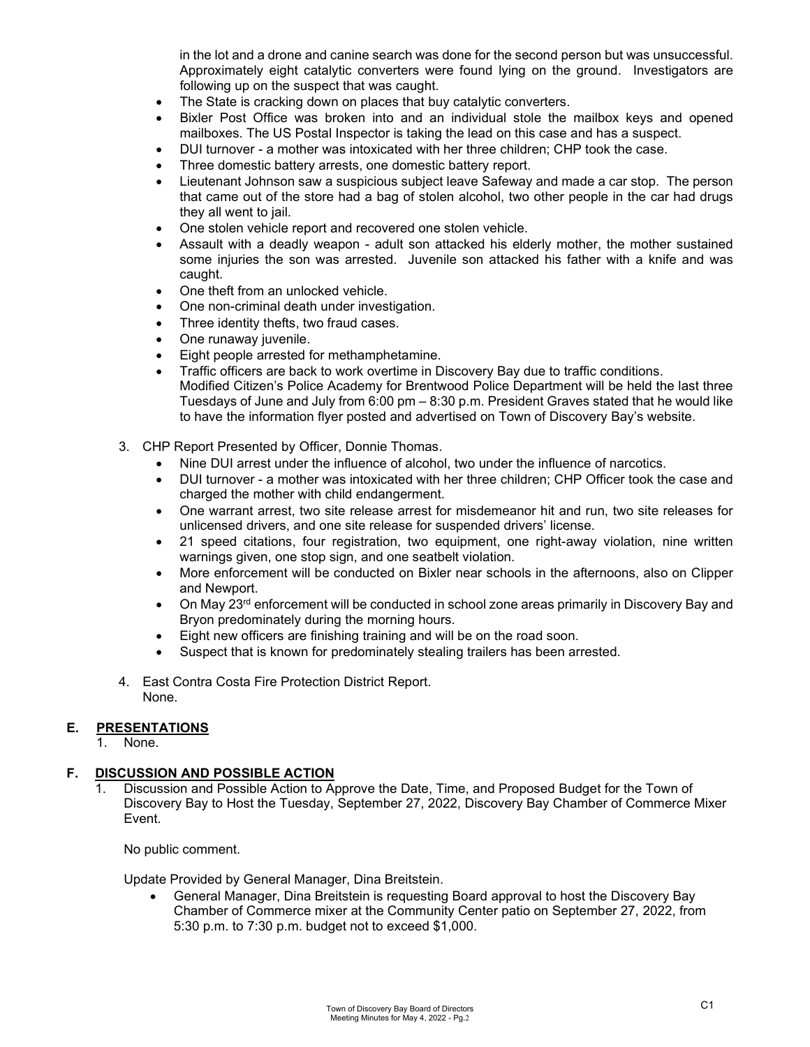in the lot and a drone and canine search was done for the second person but was unsuccessful. Approximately eight catalytic converters were found lying on the ground. Investigators are following up on the suspect that was caught.

- The State is cracking down on places that buy catalytic converters.
- Bixler Post Office was broken into and an individual stole the mailbox keys and opened mailboxes. The US Postal Inspector is taking the lead on this case and has a suspect.
- DUI turnover - a mother was intoxicated with her three children; CHP took the case.
- Three domestic battery arrests, one domestic battery report.
- Lieutenant Johnson saw a suspicious subject leave Safeway and made a car stop. The person that came out of the store had a bag of stolen alcohol, two other people in the car had drugs they all went to jail.
- One stolen vehicle report and recovered one stolen vehicle.
- Assault with a deadly weapon - adult son attacked his elderly mother, the mother sustained some injuries the son was arrested. Juvenile son attacked his father with a knife and was caught.
- One theft from an unlocked vehicle.
- One non-criminal death under investigation.
- Three identity thefts, two fraud cases.
- One runaway juvenile.
- Eight people arrested for methamphetamine.
- Traffic officers are back to work overtime in Discovery Bay due to traffic conditions.
  Modified Citizen's Police Academy for Brentwood Police Department will be held the last three Tuesdays of June and July from 6:00 pm – 8:30 p.m. President Graves stated that he would like to have the information flyer posted and advertised on Town of Discovery Bay's website.

3. CHP Report Presented by Officer, Donnie Thomas.
   - Nine DUI arrest under the influence of alcohol, two under the influence of narcotics.
   - DUI turnover - a mother was intoxicated with her three children; CHP Officer took the case and charged the mother with child endangerment.
   - One warrant arrest, two site release arrest for misdemeanor hit and run, two site releases for unlicensed drivers, and one site release for suspended drivers' license.
   - 21 speed citations, four registration, two equipment, one right-away violation, nine written warnings given, one stop sign, and one seatbelt violation.
   - More enforcement will be conducted on Bixler near schools in the afternoons, also on Clipper and Newport.
   - On May 23rd enforcement will be conducted in school zone areas primarily in Discovery Bay and Bryon predominately during the morning hours.
   - Eight new officers are finishing training and will be on the road soon.
   - Suspect that is known for predominately stealing trailers has been arrested.

4. East Contra Costa Fire Protection District Report.
   None.

## E. PRESENTATIONS

1. None.

## F. DISCUSSION AND POSSIBLE ACTION

1. Discussion and Possible Action to Approve the Date, Time, and Proposed Budget for the Town of Discovery Bay to Host the Tuesday, September 27, 2022, Discovery Bay Chamber of Commerce Mixer Event.

   No public comment.

   Update Provided by General Manager, Dina Breitstein.

   - General Manager, Dina Breitstein is requesting Board approval to host the Discovery Bay Chamber of Commerce mixer at the Community Center patio on September 27, 2022, from 5:30 p.m. to 7:30 p.m. budget not to exceed $1,000.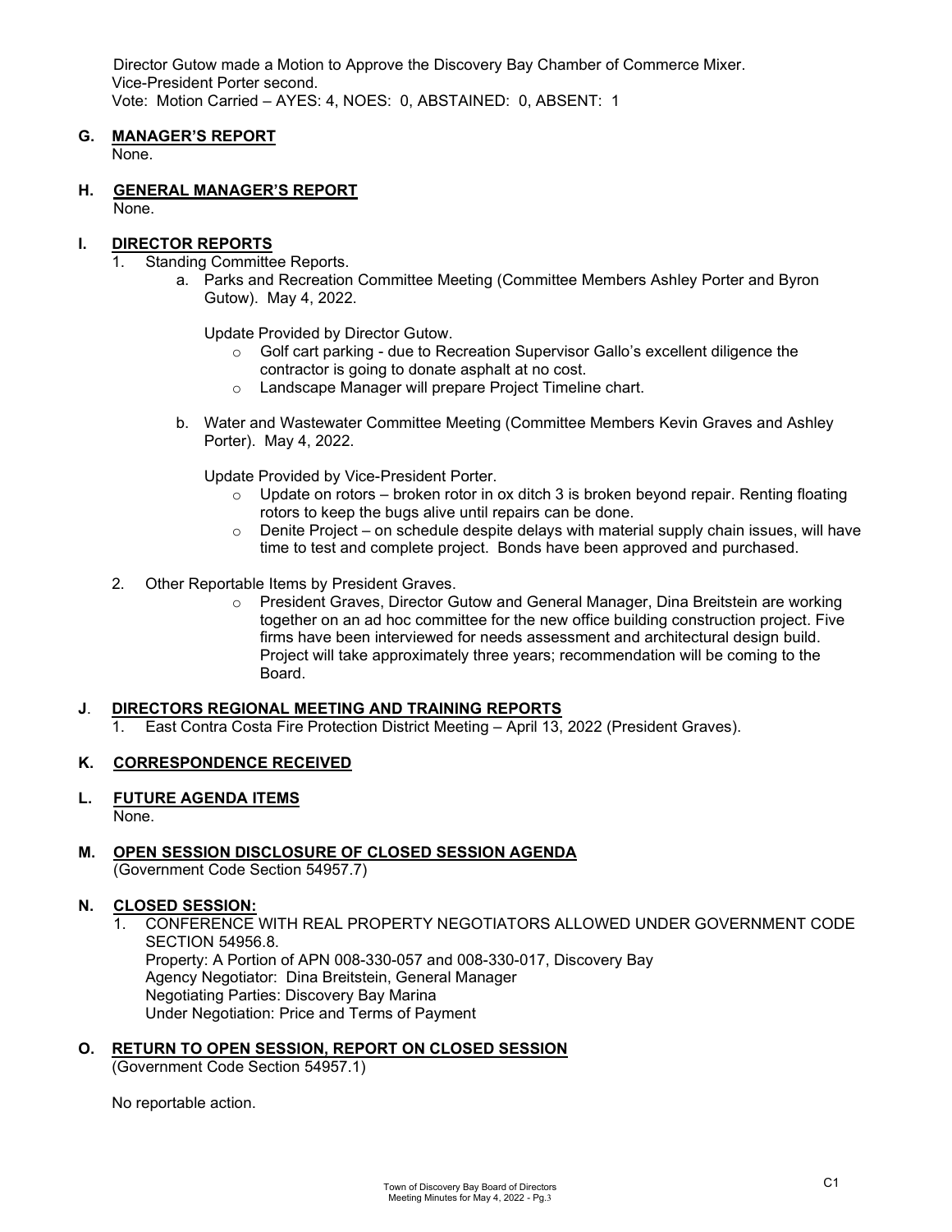Director Gutow made a Motion to Approve the Discovery Bay Chamber of Commerce Mixer.
Vice-President Porter second.
Vote: Motion Carried – AYES: 4, NOES: 0, ABSTAINED: 0, ABSENT: 1

## G. MANAGER'S REPORT

None.

## H. GENERAL MANAGER'S REPORT

None.

## I. DIRECTOR REPORTS

1. Standing Committee Reports.
   a. Parks and Recreation Committee Meeting (Committee Members Ashley Porter and Byron Gutow). May 4, 2022.

      Update Provided by Director Gutow.
      - Golf cart parking - due to Recreation Supervisor Gallo's excellent diligence the contractor is going to donate asphalt at no cost.
      - Landscape Manager will prepare Project Timeline chart.

   b. Water and Wastewater Committee Meeting (Committee Members Kevin Graves and Ashley Porter). May 4, 2022.

      Update Provided by Vice-President Porter.
      - Update on rotors – broken rotor in ox ditch 3 is broken beyond repair. Renting floating rotors to keep the bugs alive until repairs can be done.
      - Denite Project – on schedule despite delays with material supply chain issues, will have time to test and complete project. Bonds have been approved and purchased.

2. Other Reportable Items by President Graves.
   - President Graves, Director Gutow and General Manager, Dina Breitstein are working together on an ad hoc committee for the new office building construction project. Five firms have been interviewed for needs assessment and architectural design build. Project will take approximately three years; recommendation will be coming to the Board.

## J. DIRECTORS REGIONAL MEETING AND TRAINING REPORTS

1. East Contra Costa Fire Protection District Meeting – April 13, 2022 (President Graves).

## K. CORRESPONDENCE RECEIVED

## L. FUTURE AGENDA ITEMS

None.

## M. OPEN SESSION DISCLOSURE OF CLOSED SESSION AGENDA

(Government Code Section 54957.7)

## N. CLOSED SESSION:

1. CONFERENCE WITH REAL PROPERTY NEGOTIATORS ALLOWED UNDER GOVERNMENT CODE SECTION 54956.8.
   Property: A Portion of APN 008-330-057 and 008-330-017, Discovery Bay
   Agency Negotiator: Dina Breitstein, General Manager
   Negotiating Parties: Discovery Bay Marina
   Under Negotiation: Price and Terms of Payment

## O. RETURN TO OPEN SESSION, REPORT ON CLOSED SESSION

(Government Code Section 54957.1)

No reportable action.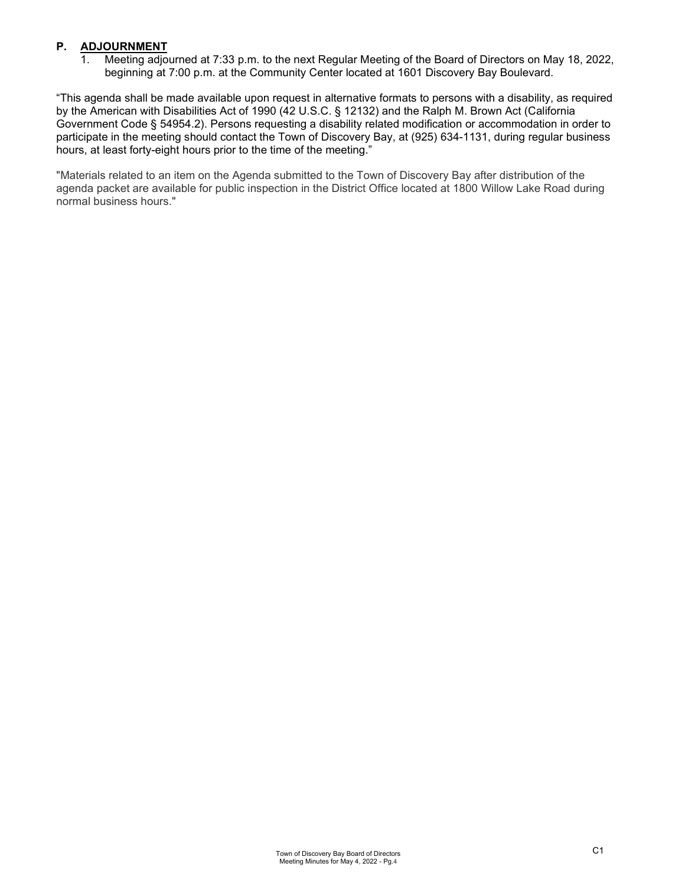## P. ADJOURNMENT

1. Meeting adjourned at 7:33 p.m. to the next Regular Meeting of the Board of Directors on May 18, 2022, beginning at 7:00 p.m. at the Community Center located at 1601 Discovery Bay Boulevard.

"This agenda shall be made available upon request in alternative formats to persons with a disability, as required by the American with Disabilities Act of 1990 (42 U.S.C. § 12132) and the Ralph M. Brown Act (California Government Code § 54954.2). Persons requesting a disability related modification or accommodation in order to participate in the meeting should contact the Town of Discovery Bay, at (925) 634-1131, during regular business hours, at least forty-eight hours prior to the time of the meeting."

"Materials related to an item on the Agenda submitted to the Town of Discovery Bay after distribution of the agenda packet are available for public inspection in the District Office located at 1800 Willow Lake Road during normal business hours."